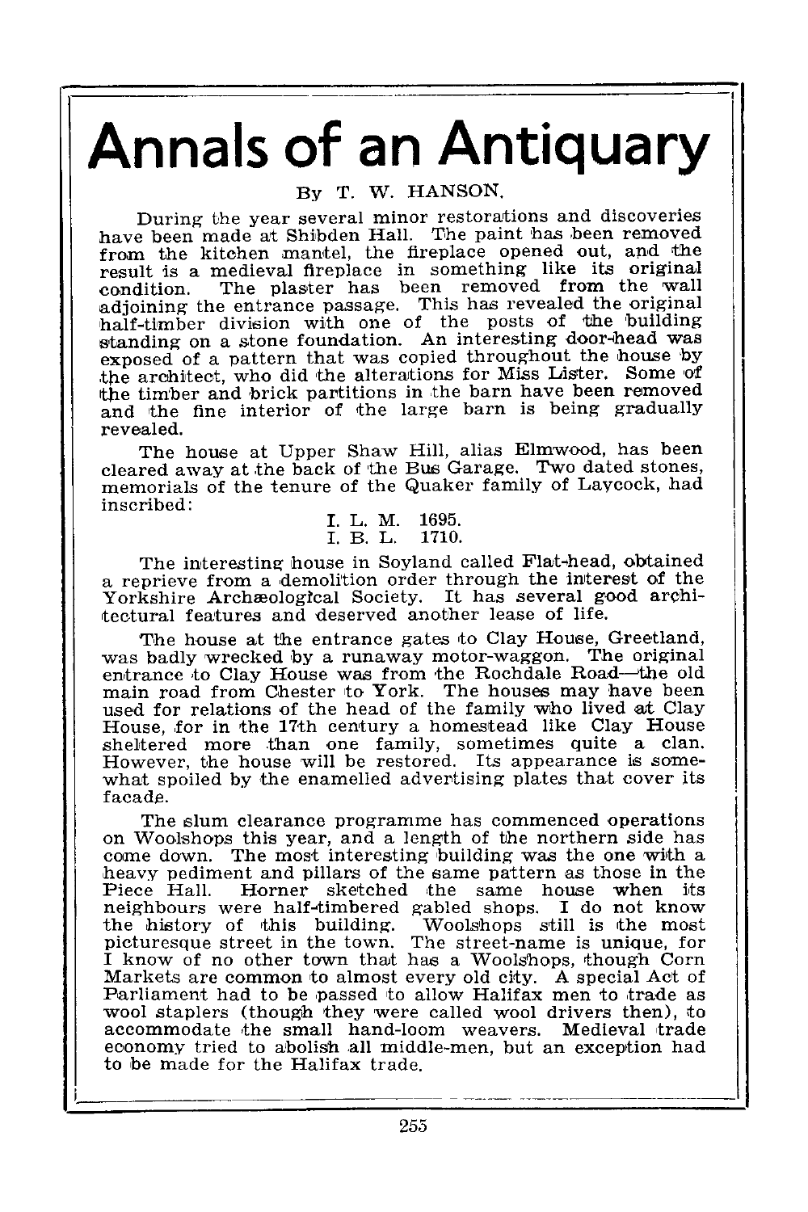# Annals of an Antiquary

By T. W. HANSON.

During the year several minor restorations and discoveries have been made at Shibden Hall. The paint has been removed from the kitchen mantel, the fireplace opened out, and the result is a medieval fireplace in something like its original condition. The plaster has been removed from the wall adjoining the entrance passage. This has revealed the original half-timber division with one of the posts of the building standing on a stone foundation. An interesting door-head was exposed of a pattern that was copied throughout the house by the architect, who did the alterations for Miss Lister. Some of the timber and brick partitions in the barn have been removed and the fine interior of the large barn is being gradually revealed.

The house at Upper Shaw Hill, alias Elmwood, has been cleared away at the back of the Bus Garage. Two dated stones, memorials of the tenure of the Quaker family of Laycock, had inscribed:

I. L. M. 1695.
I. B. L. 1710.

The interesting house in Soyland called Flat-head, obtained a reprieve from a demolition order through the interest of the Yorkshire Archæological Society. It has several good architectural features and deserved another lease of life.

The house at the entrance gates to Clay House, Greetland, was badly wrecked by a runaway motor-waggon. The original entrance to Clay House was from the Rochdale Road—the old main road from Chester to York. The houses may have been used for relations of the head of the family who lived at Clay House, for in the 17th century a homestead like Clay House sheltered more than one family, sometimes quite a clan. However, the house will be restored. Its appearance is somewhat spoiled by the enamelled advertising plates that cover its facade.

The slum clearance programme has commenced operations on Woolshops this year, and a length of the northern side has come down. The most interesting building was the one with a heavy pediment and pillars of the same pattern as those in the Piece Hall. Horner sketched the same house when its neighbours were half-timbered gabled shops. I do not know the history of this building. Woolshops still is the most picturesque street in the town. The street-name is unique, for I know of no other town that has a Woolshops, though Corn Markets are common to almost every old city. A special Act of Parliament had to be passed to allow Halifax men to trade as wool staplers (though they were called wool drivers then), to accommodate the small hand-loom weavers. Medieval trade economy tried to abolish all middle-men, but an exception had to be made for the Halifax trade.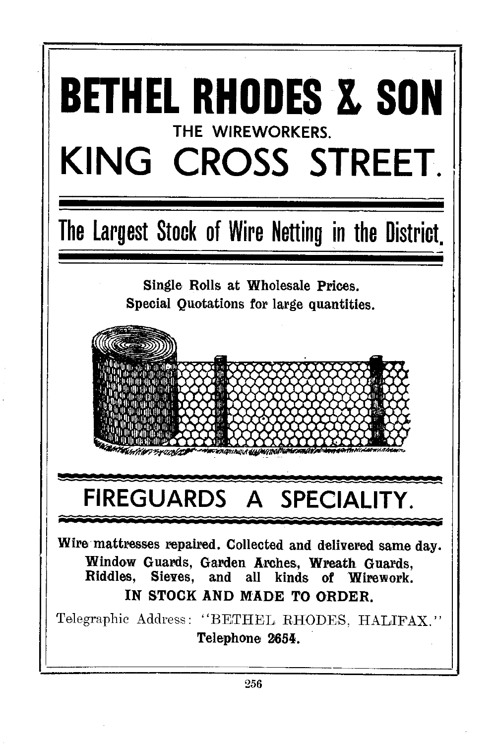# BETHEL RHODES & SON

THE WIREWORKERS.

## KING CROSS STREET.

## The Largest Stock of Wire Netting in the District.

**Single Rolls at Wholesale Prices.**
**Special Quotations for large quantities.**

## FIREGUARDS A SPECIALITY.

**Wire mattresses repaired. Collected and delivered same day.**
**Window Guards, Garden Arches, Wreath Guards, Riddles, Sieves, and all kinds of Wirework.**

**IN STOCK AND MADE TO ORDER.**

Telegraphic Address: "BETHEL RHODES, HALIFAX."

**Telephone 2654.**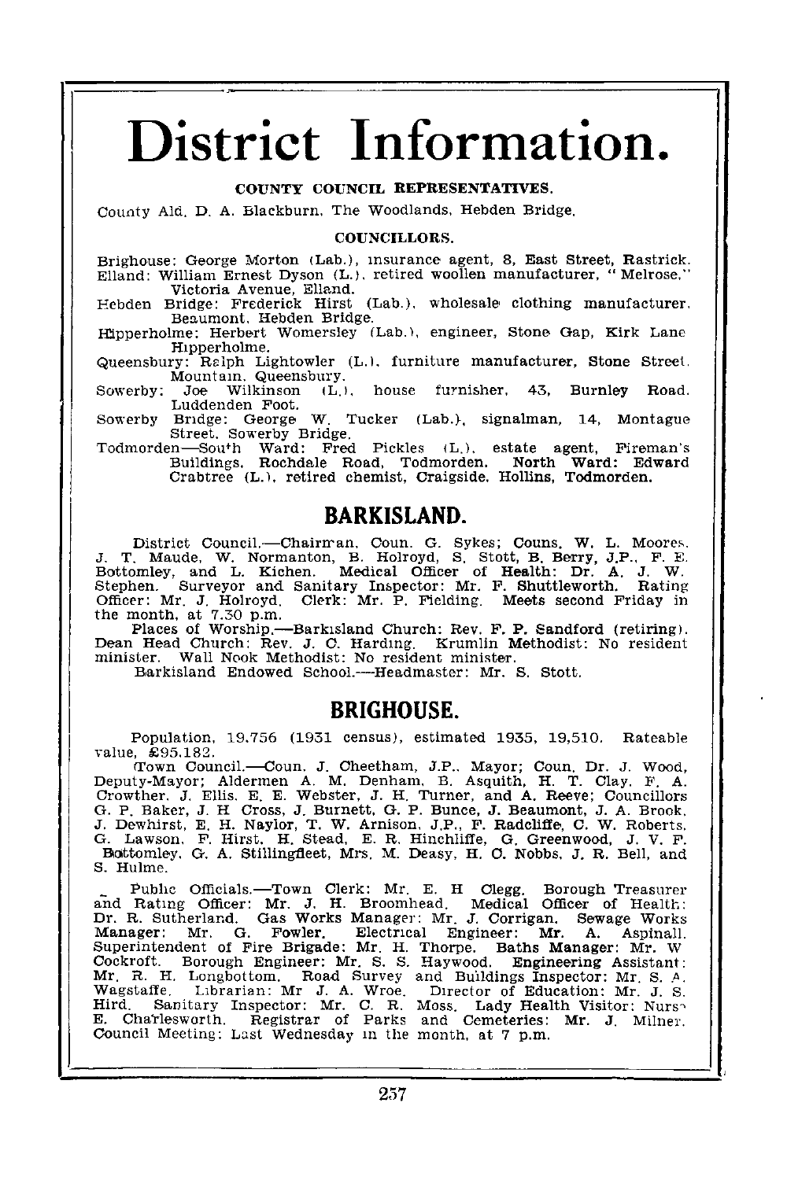# District Information.

### COUNTY COUNCIL REPRESENTATIVES.

County Ald. D. A. Blackburn, The Woodlands, Hebden Bridge.

### COUNCILLORS.

Brighouse: George Morton (Lab.), insurance agent, 8, East Street, Rastrick.
Elland: William Ernest Dyson (L.), retired woollen manufacturer, "Melrose," Victoria Avenue, Elland.
Hebden Bridge: Frederick Hirst (Lab.), wholesale clothing manufacturer, Beaumont, Hebden Bridge.
Hipperholme: Herbert Womersley (Lab.), engineer, Stone Gap, Kirk Lane Hipperholme.
Queensbury: Ralph Lightowler (L.), furniture manufacturer, Stone Street, Mountain, Queensbury.
Sowerby: Joe Wilkinson (L.), house furnisher, 43, Burnley Road, Luddenden Foot.
Sowerby Bridge: George W. Tucker (Lab.), signalman, 14, Montague Street, Sowerby Bridge.
Todmorden—South Ward: Fred Pickles (L.), estate agent, Fireman's Buildings, Rochdale Road, Todmorden. North Ward: Edward Crabtree (L.), retired chemist, Craigside, Hollins, Todmorden.

## BARKISLAND.

District Council.—Chairman, Coun. G. Sykes; Couns. W. L. Moores, J. T. Maude, W. Normanton, B. Holroyd, S. Stott, B. Berry, J.P., F. E. Bottomley, and L. Kichen. Medical Officer of Health: Dr. A. J. W. Stephen. Surveyor and Sanitary Inspector: Mr. F. Shuttleworth. Rating Officer: Mr. J. Holroyd. Clerk: Mr. P. Fielding. Meets second Friday in the month, at 7.30 p.m.

Places of Worship.—Barkisland Church: Rev. F. P. Sandford (retiring). Dean Head Church: Rev. J. C. Harding. Krumlin Methodist: No resident minister. Wall Nook Methodist: No resident minister.

Barkisland Endowed School.—Headmaster: Mr. S. Stott.

## BRIGHOUSE.

Population, 19,756 (1931 census), estimated 1935, 19,510. Rateable value, £95,182.

Town Council.—Coun. J. Cheetham, J.P., Mayor; Coun. Dr. J. Wood, Deputy-Mayor; Aldermen A. M. Denham, B. Asquith, H. T. Clay, F. A. Crowther, J. Ellis, E. E. Webster, J. H. Turner, and A. Reeve; Councillors G. P. Baker, J. H Cross, J. Burnett, G. P. Bunce, J. Beaumont, J. A. Brook, J. Dewhirst, E. H. Naylor, T. W. Arnison, J.P., F. Radcliffe, C. W. Roberts, G. Lawson, F. Hirst, H. Stead, E. R. Hinchliffe, G. Greenwood, J. V. F. Bottomley, G. A. Stillingfleet, Mrs. M. Deasy, H. C. Nobbs, J. R. Bell, and S. Hulme.

Public Officials.—Town Clerk: Mr. E. H Clegg. Borough Treasurer and Rating Officer: Mr. J. H. Broomhead. Medical Officer of Health: Dr. R. Sutherland. Gas Works Manager: Mr. J. Corrigan. Sewage Works Manager: Mr. G. Fowler. Electrical Engineer: Mr. A. Aspinall. Superintendent of Fire Brigade: Mr. H. Thorpe. Baths Manager: Mr. W Cockroft. Borough Engineer: Mr. S. S. Haywood. Engineering Assistant: Mr. R. H. Longbottom. Road Survey and Buildings Inspector: Mr. S. A. Wagstaffe. Librarian: Mr J. A. Wroe. Director of Education: Mr. J. S. Hird. Sanitary Inspector: Mr. C. R. Moss. Lady Health Visitor: Nurse E. Charlesworth. Registrar of Parks and Cemeteries: Mr. J. Milner. Council Meeting: Last Wednesday in the month, at 7 p.m.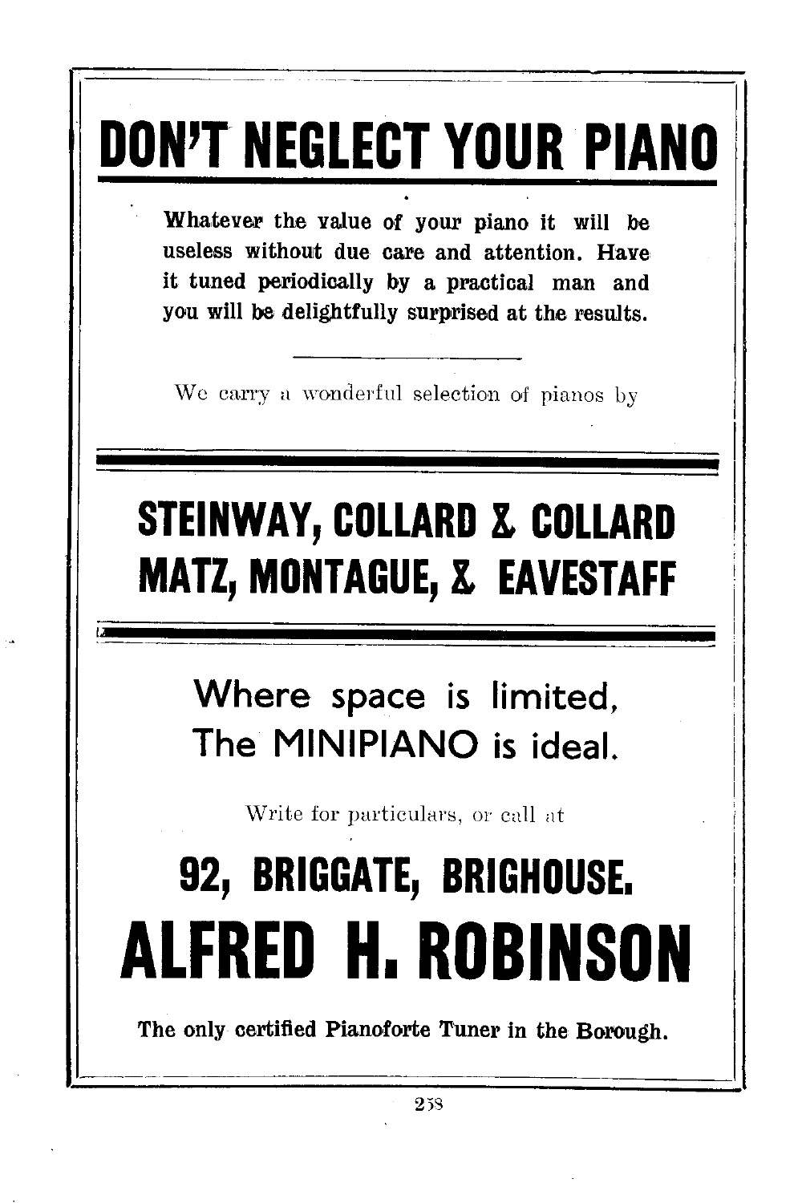# DON'T NEGLECT YOUR PIANO

**Whatever the value of your piano it will be useless without due care and attention. Have it tuned periodically by a practical man and you will be delightfully surprised at the results.**

---

We carry a wonderful selection of pianos by

## STEINWAY, COLLARD & COLLARD MATZ, MONTAGUE, & EAVESTAFF

Where space is limited,
The MINIPIANO is ideal.

Write for particulars, or call at

## 92, BRIGGATE, BRIGHOUSE.

# ALFRED H. ROBINSON

**The only certified Pianoforte Tuner in the Borough.**